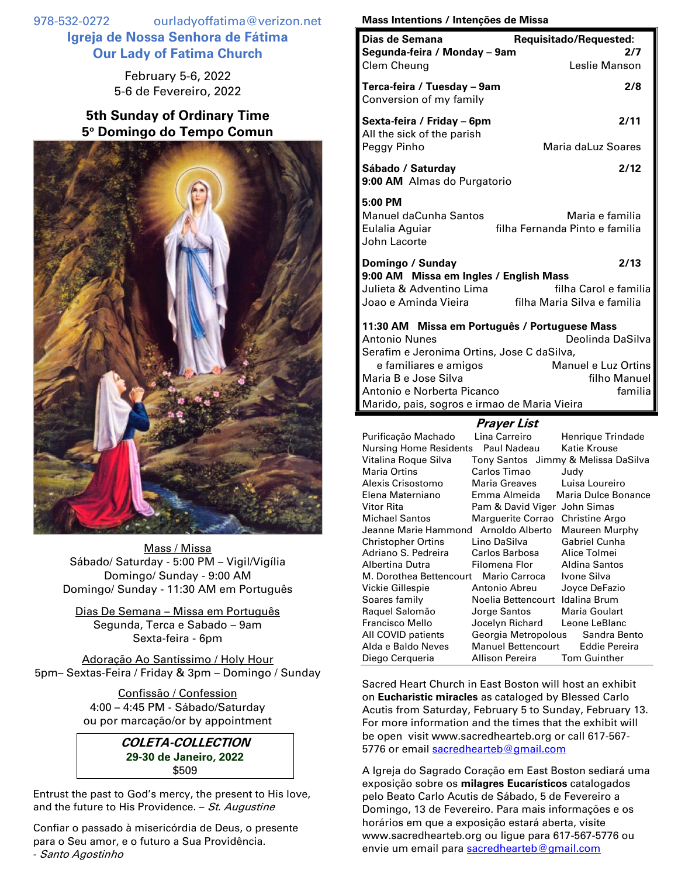978-532-0272 ourladyoffatima@verizon.net

# Igreja de Nossa Senhora de Fátima
# Our Lady of Fatima Church

February 5-6, 2022
5-6 de Fevereiro, 2022

## 5th Sunday of Ordinary Time
## 5º Domingo do Tempo Comun

Mass / Missa
Sábado/ Saturday - 5:00 PM – Vigil/Vigília
Domingo/ Sunday - 9:00 AM
Domingo/ Sunday - 11:30 AM em Português

Dias De Semana – Missa em Português
Segunda, Terca e Sabado – 9am
Sexta-feira - 6pm

Adoração Ao Santíssimo / Holy Hour
5pm– Sextas-Feira / Friday & 3pm – Domingo / Sunday

Confissão / Confession
4:00 – 4:45 PM - Sábado/Saturday
ou por marcação/or by appointment

***COLETA-COLLECTION***
**29-30 de Janeiro, 2022**
$509

Entrust the past to God's mercy, the present to His love, and the future to His Providence. – *St. Augustine*

Confiar o passado à misericórdia de Deus, o presente para o Seu amor, e o futuro a Sua Providência.
- *Santo Agostinho*

**Mass Intentions / Intenções de Missa**

| **Dias de Semana** | **Requisitado/Requested:** |
|---|---|
| **Segunda-feira / Monday – 9am** | **2/7** |
| Clem Cheung | Leslie Manson |
| **Terca-feira / Tuesday – 9am** | **2/8** |
| Conversion of my family | |
| **Sexta-feira / Friday – 6pm** | **2/11** |
| All the sick of the parish | |
| Peggy Pinho | Maria daLuz Soares |
| **Sábado / Saturday** | **2/12** |
| **9:00 AM** Almas do Purgatorio | |
| **5:00 PM** | |
| Manuel daCunha Santos | Maria e familia |
| Eulalia Aguiar | filha Fernanda Pinto e familia |
| John Lacorte | |
| **Domingo / Sunday** | **2/13** |
| **9:00 AM Missa em Ingles / English Mass** | |
| Julieta & Adventino Lima | filha Carol e familia |
| Joao e Aminda Vieira | filha Maria Silva e familia |
| **11:30 AM Missa em Português / Portuguese Mass** | |
| Antonio Nunes | Deolinda DaSilva |
| Serafim e Jeronima Ortins, Jose C daSilva, e familiares e amigos | Manuel e Luz Ortins |
| Maria B e Jose Silva | filho Manuel |
| Antonio e Norberta Picanco | familia |
| Marido, pais, sogros e irmao de Maria Vieira | |

***Prayer List***

| | | |
|---|---|---|
| Purificação Machado | Lina Carreiro | Henrique Trindade |
| Nursing Home Residents | Paul Nadeau | Katie Krouse |
| Vitalina Roque Silva | Tony Santos | Jimmy & Melissa DaSilva |
| Maria Ortins | Carlos Timao | Judy |
| Alexis Crisostomo | Maria Greaves | Luisa Loureiro |
| Elena Materniano | Emma Almeida | Maria Dulce Bonance |
| Vitor Rita | Pam & David Viger | John Simas |
| Michael Santos | Marguerite Corrao | Christine Argo |
| Jeanne Marie Hammond | Arnoldo Alberto | Maureen Murphy |
| Christopher Ortins | Lino DaSilva | Gabriel Cunha |
| Adriano S. Pedreira | Carlos Barbosa | Alice Tolmei |
| Albertina Dutra | Filomena Flor | Aldina Santos |
| M. Dorothea Bettencourt | Mario Carroca | Ivone Silva |
| Vickie Gillespie | Antonio Abreu | Joyce DeFazio |
| Soares family | Noelia Bettencourt | Idalina Brum |
| Raquel Salomão | Jorge Santos | Maria Goulart |
| Francisco Mello | Jocelyn Richard | Leone LeBlanc |
| All COVID patients | Georgia Metropolous | Sandra Bento |
| Alda e Baldo Neves | Manuel Bettencourt | Eddie Pereira |
| Diego Cerqueria | Allison Pereira | Tom Guinther |

Sacred Heart Church in East Boston will host an exhibit on **Eucharistic miracles** as cataloged by Blessed Carlo Acutis from Saturday, February 5 to Sunday, February 13. For more information and the times that the exhibit will be open visit www.sacredhearteb.org or call 617-567-5776 or email sacredhearteb@gmail.com

A Igreja do Sagrado Coração em East Boston sediará uma exposição sobre os **milagres Eucarísticos** catalogados pelo Beato Carlo Acutis de Sábado, 5 de Fevereiro a Domingo, 13 de Fevereiro. Para mais informações e os horários em que a exposição estará aberta, visite www.sacredhearteb.org ou ligue para 617-567-5776 ou envie um email para sacredhearteb@gmail.com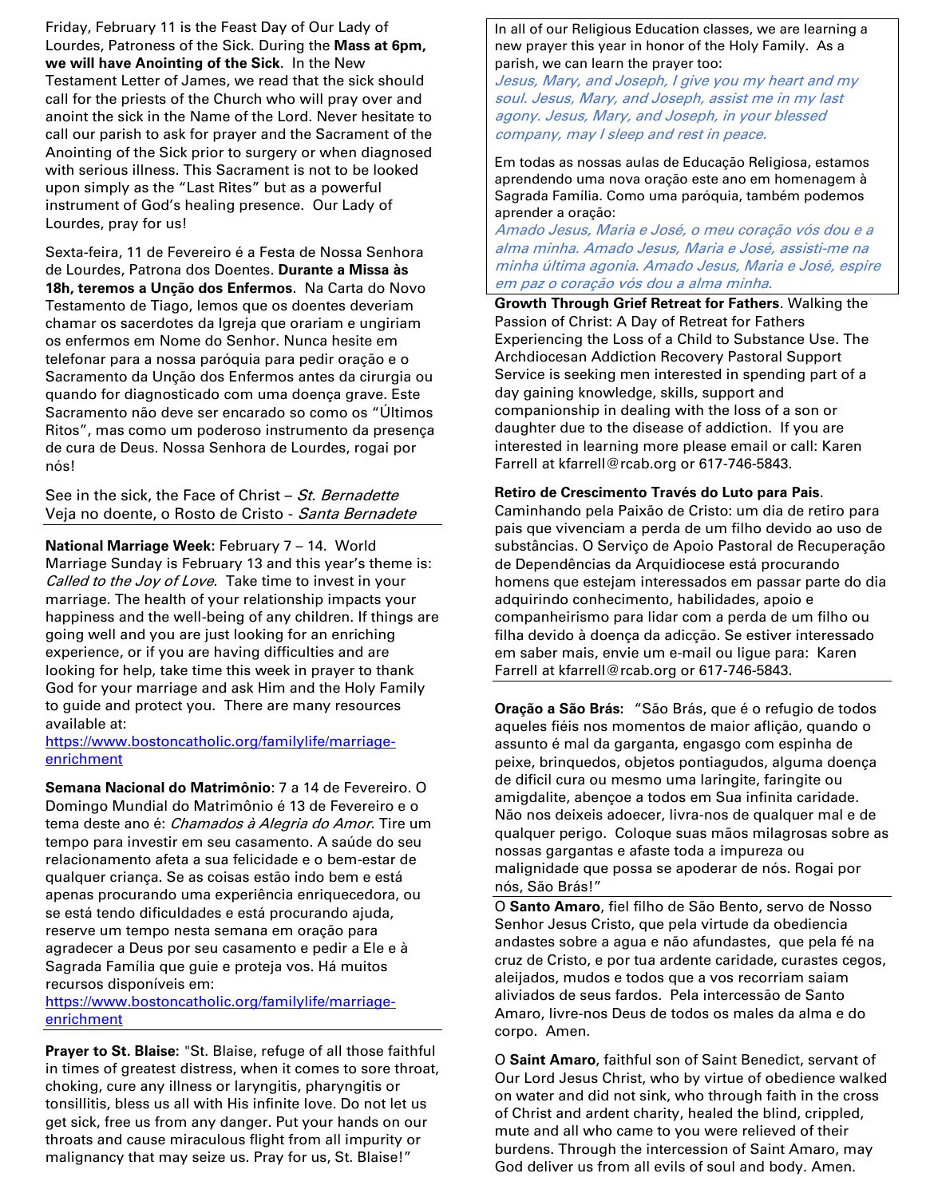Friday, February 11 is the Feast Day of Our Lady of Lourdes, Patroness of the Sick. During the **Mass at 6pm, we will have Anointing of the Sick**. In the New Testament Letter of James, we read that the sick should call for the priests of the Church who will pray over and anoint the sick in the Name of the Lord. Never hesitate to call our parish to ask for prayer and the Sacrament of the Anointing of the Sick prior to surgery or when diagnosed with serious illness. This Sacrament is not to be looked upon simply as the "Last Rites" but as a powerful instrument of God's healing presence. Our Lady of Lourdes, pray for us!

Sexta-feira, 11 de Fevereiro é a Festa de Nossa Senhora de Lourdes, Patrona dos Doentes. **Durante a Missa às 18h, teremos a Unção dos Enfermos**. Na Carta do Novo Testamento de Tiago, lemos que os doentes deveriam chamar os sacerdotes da Igreja que orariam e ungiriam os enfermos em Nome do Senhor. Nunca hesite em telefonar para a nossa paróquia para pedir oração e o Sacramento da Unção dos Enfermos antes da cirurgia ou quando for diagnosticado com uma doença grave. Este Sacramento não deve ser encarado so como os "Últimos Ritos", mas como um poderoso instrumento da presença de cura de Deus. Nossa Senhora de Lourdes, rogai por nós!

See in the sick, the Face of Christ – *St. Bernadette*
Veja no doente, o Rosto de Cristo - *Santa Bernadete*

---

**National Marriage Week**: February 7 – 14. World Marriage Sunday is February 13 and this year's theme is: *Called to the Joy of Love*. Take time to invest in your marriage. The health of your relationship impacts your happiness and the well-being of any children. If things are going well and you are just looking for an enriching experience, or if you are having difficulties and are looking for help, take time this week in prayer to thank God for your marriage and ask Him and the Holy Family to guide and protect you. There are many resources available at:
https://www.bostoncatholic.org/familylife/marriage-enrichment

**Semana Nacional do Matrimônio**: 7 a 14 de Fevereiro. O Domingo Mundial do Matrimônio é 13 de Fevereiro e o tema deste ano é: *Chamados à Alegria do Amor*. Tire um tempo para investir em seu casamento. A saúde do seu relacionamento afeta a sua felicidade e o bem-estar de qualquer criança. Se as coisas estão indo bem e está apenas procurando uma experiência enriquecedora, ou se está tendo dificuldades e está procurando ajuda, reserve um tempo nesta semana em oração para agradecer a Deus por seu casamento e pedir a Ele e à Sagrada Família que guie e proteja vos. Há muitos recursos disponíveis em:
https://www.bostoncatholic.org/familylife/marriage-enrichment

---

**Prayer to St. Blaise**: "St. Blaise, refuge of all those faithful in times of greatest distress, when it comes to sore throat, choking, cure any illness or laryngitis, pharyngitis or tonsillitis, bless us all with His infinite love. Do not let us get sick, free us from any danger. Put your hands on our throats and cause miraculous flight from all impurity or malignancy that may seize us. Pray for us, St. Blaise!"

---

In all of our Religious Education classes, we are learning a new prayer this year in honor of the Holy Family. As a parish, we can learn the prayer too:
*Jesus, Mary, and Joseph, I give you my heart and my soul. Jesus, Mary, and Joseph, assist me in my last agony. Jesus, Mary, and Joseph, in your blessed company, may I sleep and rest in peace.*

Em todas as nossas aulas de Educação Religiosa, estamos aprendendo uma nova oração este ano em homenagem à Sagrada Família. Como uma paróquia, também podemos aprender a oração:
*Amado Jesus, Maria e José, o meu coração vós dou e a alma minha. Amado Jesus, Maria e José, assisti-me na minha última agonia. Amado Jesus, Maria e José, espire em paz o coração vós dou a alma minha.*

---

**Growth Through Grief Retreat for Fathers**. Walking the Passion of Christ: A Day of Retreat for Fathers Experiencing the Loss of a Child to Substance Use. The Archdiocesan Addiction Recovery Pastoral Support Service is seeking men interested in spending part of a day gaining knowledge, skills, support and companionship in dealing with the loss of a son or daughter due to the disease of addiction. If you are interested in learning more please email or call: Karen Farrell at kfarrell@rcab.org or 617-746-5843.

**Retiro de Crescimento Través do Luto para Pais**. Caminhando pela Paixão de Cristo: um dia de retiro para pais que vivenciam a perda de um filho devido ao uso de substâncias. O Serviço de Apoio Pastoral de Recuperação de Dependências da Arquidiocese está procurando homens que estejam interessados em passar parte do dia adquirindo conhecimento, habilidades, apoio e companheirismo para lidar com a perda de um filho ou filha devido à doença da adicção. Se estiver interessado em saber mais, envie um e-mail ou ligue para: Karen Farrell at kfarrell@rcab.org or 617-746-5843.

---

**Oração a São Brás**: "São Brás, que é o refugio de todos aqueles fiéis nos momentos de maior aflição, quando o assunto é mal da garganta, engasgo com espinha de peixe, brinquedos, objetos pontiagudos, alguma doença de dificil cura ou mesmo uma laringite, faringite ou amigdalite, abençoe a todos em Sua infinita caridade. Não nos deixeis adoecer, livra-nos de qualquer mal e de qualquer perigo. Coloque suas mãos milagrosas sobre as nossas gargantas e afaste toda a impureza ou malignidade que possa se apoderar de nós. Rogai por nós, São Brás!"

---

O **Santo Amaro**, fiel filho de São Bento, servo de Nosso Senhor Jesus Cristo, que pela virtude da obediencia andastes sobre a agua e não afundastes, que pela fé na cruz de Cristo, e por tua ardente caridade, curastes cegos, aleijados, mudos e todos que a vos recorriam saiam aliviados de seus fardos. Pela intercessão de Santo Amaro, livre-nos Deus de todos os males da alma e do corpo. Amen.

O **Saint Amaro**, faithful son of Saint Benedict, servant of Our Lord Jesus Christ, who by virtue of obedience walked on water and did not sink, who through faith in the cross of Christ and ardent charity, healed the blind, crippled, mute and all who came to you were relieved of their burdens. Through the intercession of Saint Amaro, may God deliver us from all evils of soul and body. Amen.